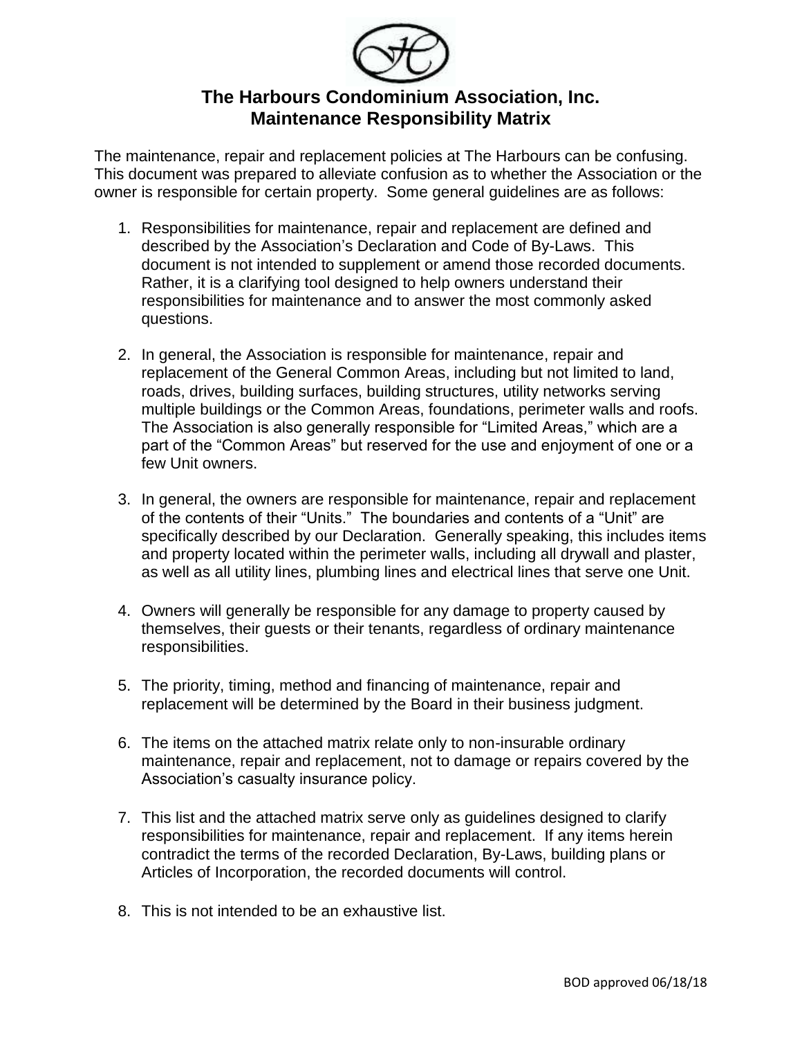# The Harbours Condominium Association, Inc.
## Maintenance Responsibility Matrix

The maintenance, repair and replacement policies at The Harbours can be confusing. This document was prepared to alleviate confusion as to whether the Association or the owner is responsible for certain property. Some general guidelines are as follows:

1. Responsibilities for maintenance, repair and replacement are defined and described by the Association's Declaration and Code of By-Laws. This document is not intended to supplement or amend those recorded documents. Rather, it is a clarifying tool designed to help owners understand their responsibilities for maintenance and to answer the most commonly asked questions.

2. In general, the Association is responsible for maintenance, repair and replacement of the General Common Areas, including but not limited to land, roads, drives, building surfaces, building structures, utility networks serving multiple buildings or the Common Areas, foundations, perimeter walls and roofs. The Association is also generally responsible for "Limited Areas," which are a part of the "Common Areas" but reserved for the use and enjoyment of one or a few Unit owners.

3. In general, the owners are responsible for maintenance, repair and replacement of the contents of their "Units." The boundaries and contents of a "Unit" are specifically described by our Declaration. Generally speaking, this includes items and property located within the perimeter walls, including all drywall and plaster, as well as all utility lines, plumbing lines and electrical lines that serve one Unit.

4. Owners will generally be responsible for any damage to property caused by themselves, their guests or their tenants, regardless of ordinary maintenance responsibilities.

5. The priority, timing, method and financing of maintenance, repair and replacement will be determined by the Board in their business judgment.

6. The items on the attached matrix relate only to non-insurable ordinary maintenance, repair and replacement, not to damage or repairs covered by the Association's casualty insurance policy.

7. This list and the attached matrix serve only as guidelines designed to clarify responsibilities for maintenance, repair and replacement. If any items herein contradict the terms of the recorded Declaration, By-Laws, building plans or Articles of Incorporation, the recorded documents will control.

8. This is not intended to be an exhaustive list.

BOD approved 06/18/18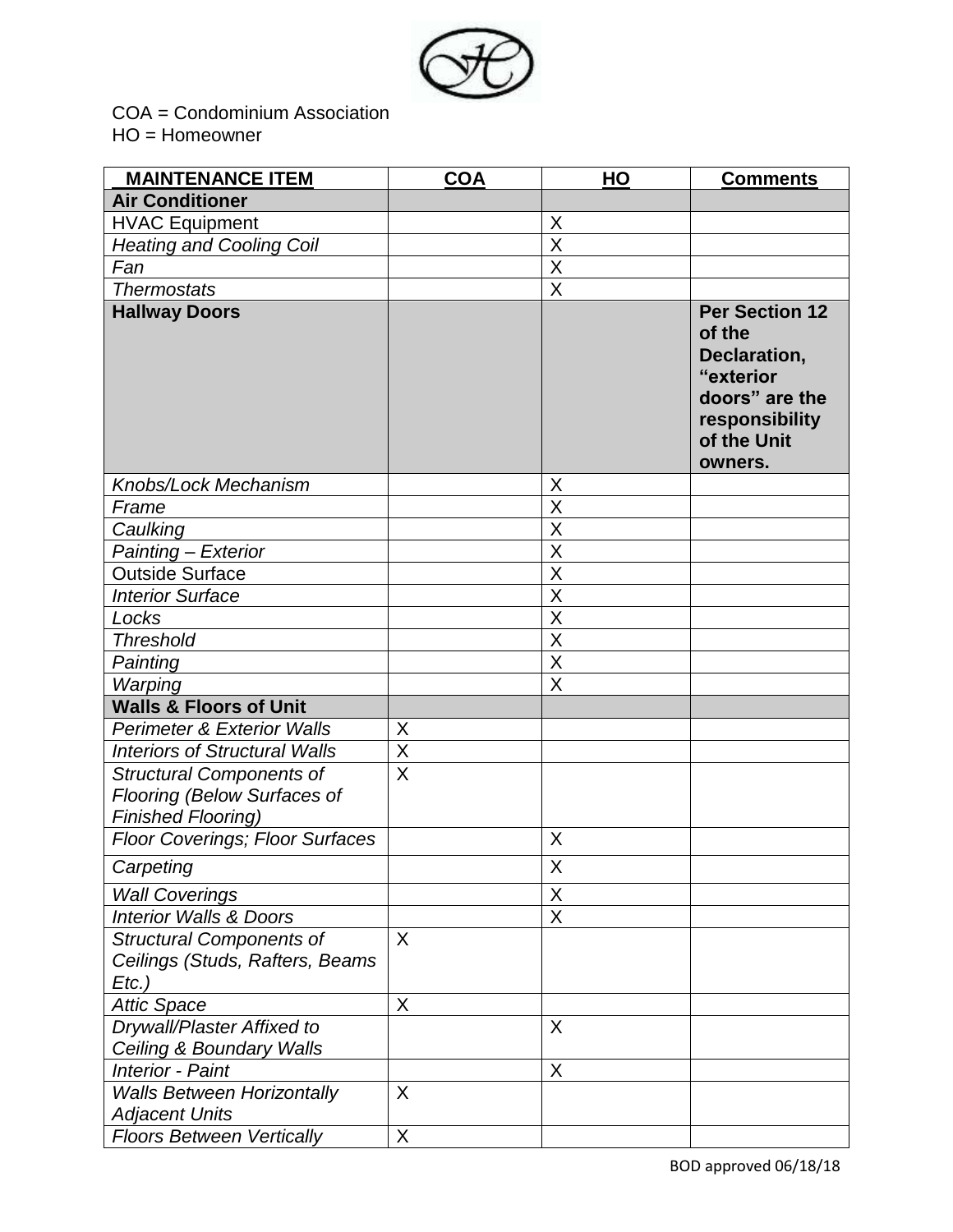COA = Condominium Association
HO = Homeowner

| MAINTENANCE ITEM | COA | HO | Comments |
|---|---|---|---|
| **Air Conditioner** | | | |
| HVAC Equipment | | X | |
| *Heating and Cooling Coil* | | X | |
| *Fan* | | X | |
| *Thermostats* | | X | |
| **Hallway Doors** | | | **Per Section 12 of the Declaration, "exterior doors" are the responsibility of the Unit owners.** |
| *Knobs/Lock Mechanism* | | X | |
| *Frame* | | X | |
| *Caulking* | | X | |
| *Painting – Exterior* | | X | |
| Outside Surface | | X | |
| *Interior Surface* | | X | |
| *Locks* | | X | |
| *Threshold* | | X | |
| *Painting* | | X | |
| *Warping* | | X | |
| **Walls & Floors of Unit** | | | |
| *Perimeter & Exterior Walls* | X | | |
| *Interiors of Structural Walls* | X | | |
| *Structural Components of Flooring (Below Surfaces of Finished Flooring)* | X | | |
| *Floor Coverings; Floor Surfaces* | | X | |
| *Carpeting* | | X | |
| *Wall Coverings* | | X | |
| *Interior Walls & Doors* | | X | |
| *Structural Components of Ceilings (Studs, Rafters, Beams Etc.)* | X | | |
| *Attic Space* | X | | |
| *Drywall/Plaster Affixed to Ceiling & Boundary Walls* | | X | |
| *Interior - Paint* | | X | |
| *Walls Between Horizontally Adjacent Units* | X | | |
| *Floors Between Vertically* | X | | |

BOD approved 06/18/18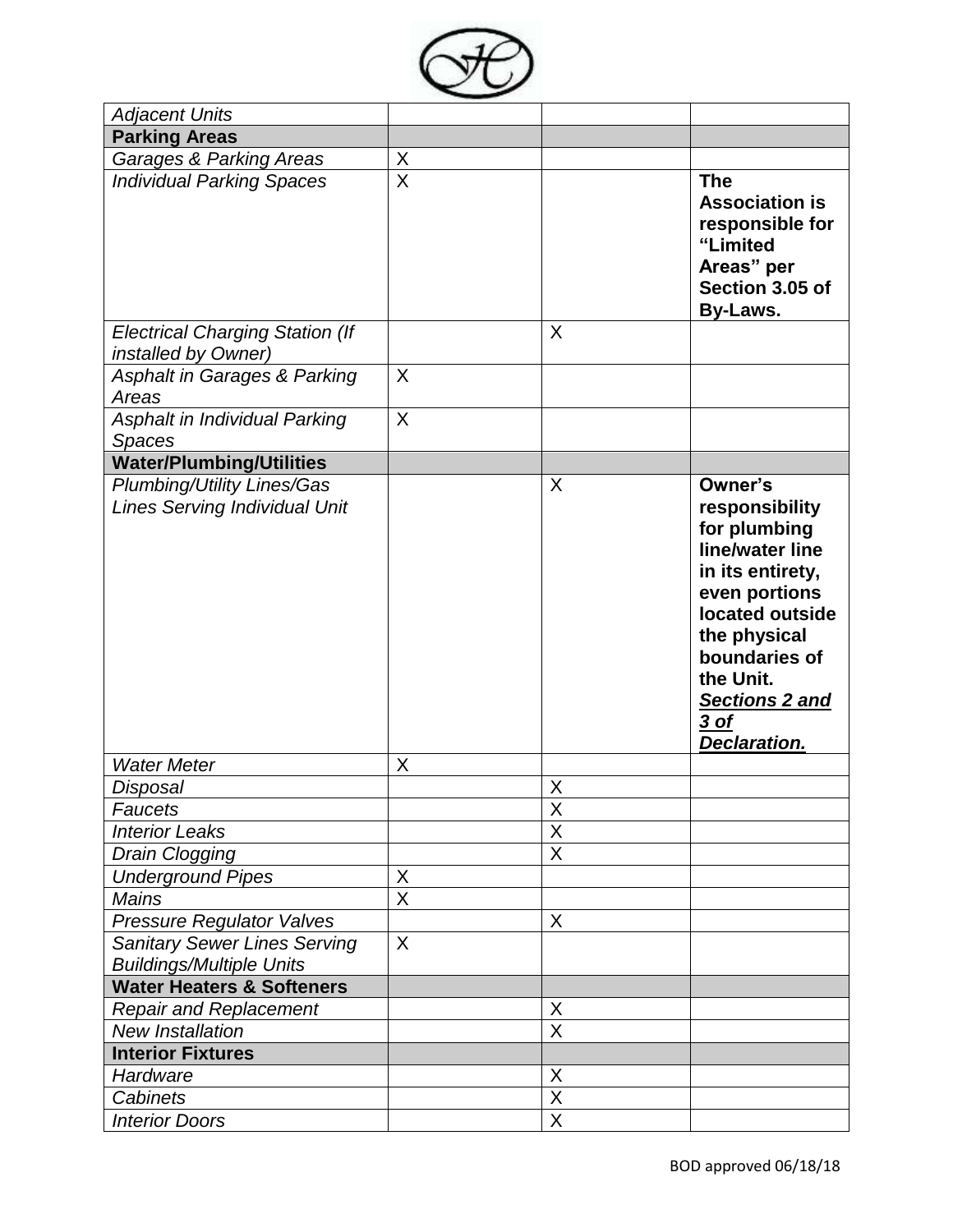| | | | |
|---|---|---|---|
| *Adjacent Units* | | | |
| **Parking Areas** | | | |
| *Garages & Parking Areas* | X | | |
| *Individual Parking Spaces* | X | | **The Association is responsible for "Limited Areas" per Section 3.05 of By-Laws.** |
| *Electrical Charging Station (If installed by Owner)* | | X | |
| *Asphalt in Garages & Parking Areas* | X | | |
| *Asphalt in Individual Parking Spaces* | X | | |
| **Water/Plumbing/Utilities** | | | |
| *Plumbing/Utility Lines/Gas Lines Serving Individual Unit* | | X | **Owner's responsibility for plumbing line/water line in its entirety, even portions located outside the physical boundaries of the Unit. *Sections 2 and 3 of Declaration.*** |
| *Water Meter* | X | | |
| *Disposal* | | X | |
| *Faucets* | | X | |
| *Interior Leaks* | | X | |
| *Drain Clogging* | | X | |
| *Underground Pipes* | X | | |
| *Mains* | X | | |
| *Pressure Regulator Valves* | | X | |
| *Sanitary Sewer Lines Serving Buildings/Multiple Units* | X | | |
| **Water Heaters & Softeners** | | | |
| *Repair and Replacement* | | X | |
| *New Installation* | | X | |
| **Interior Fixtures** | | | |
| *Hardware* | | X | |
| *Cabinets* | | X | |
| *Interior Doors* | | X | |

BOD approved 06/18/18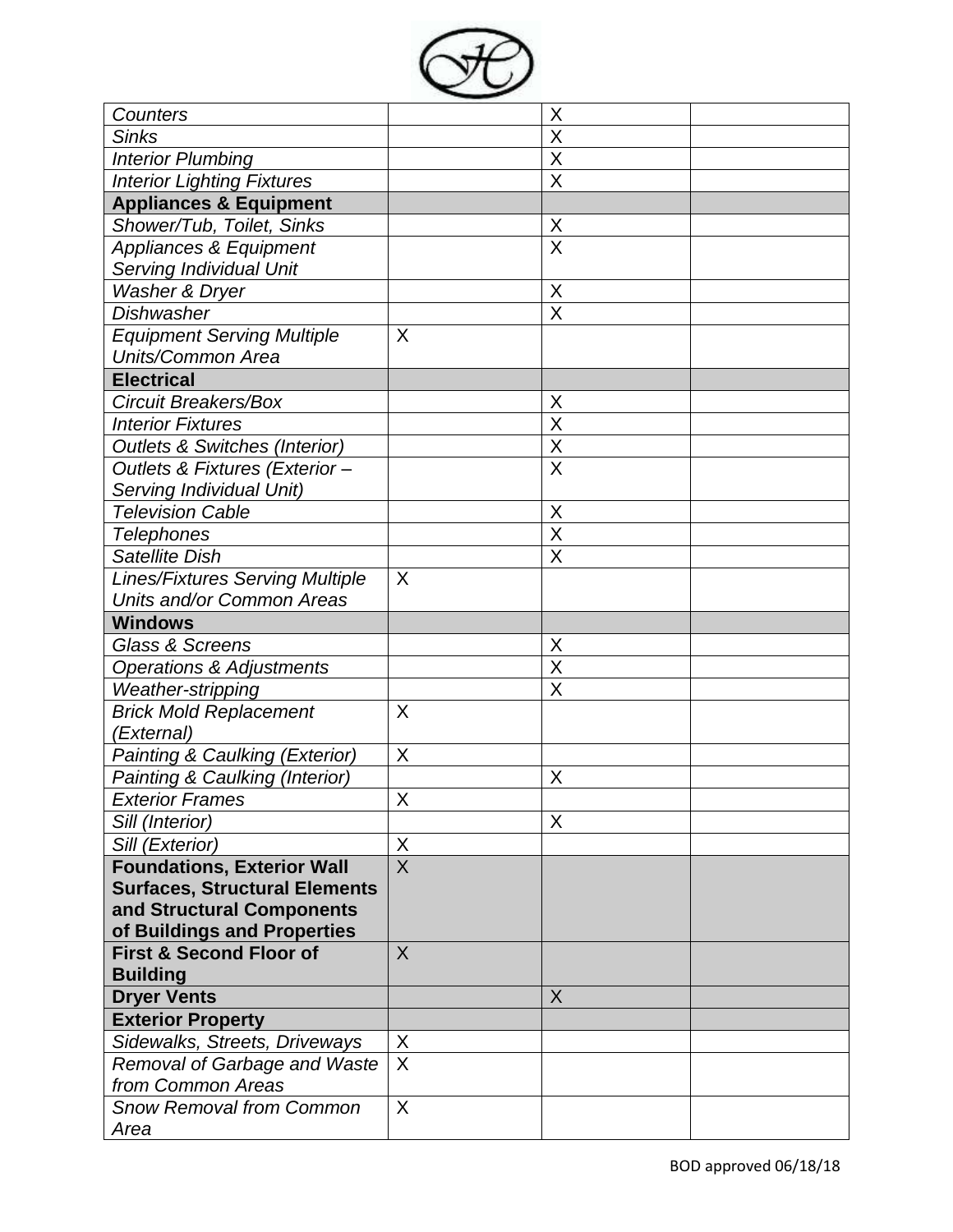| | | | |
|---|---|---|---|
| *Counters* | | X | |
| *Sinks* | | X | |
| *Interior Plumbing* | | X | |
| *Interior Lighting Fixtures* | | X | |
| **Appliances & Equipment** | | | |
| *Shower/Tub, Toilet, Sinks* | | X | |
| *Appliances & Equipment Serving Individual Unit* | | X | |
| *Washer & Dryer* | | X | |
| *Dishwasher* | | X | |
| *Equipment Serving Multiple Units/Common Area* | X | | |
| **Electrical** | | | |
| *Circuit Breakers/Box* | | X | |
| *Interior Fixtures* | | X | |
| *Outlets & Switches (Interior)* | | X | |
| *Outlets & Fixtures (Exterior – Serving Individual Unit)* | | X | |
| *Television Cable* | | X | |
| *Telephones* | | X | |
| *Satellite Dish* | | X | |
| *Lines/Fixtures Serving Multiple Units and/or Common Areas* | X | | |
| **Windows** | | | |
| *Glass & Screens* | | X | |
| *Operations & Adjustments* | | X | |
| *Weather-stripping* | | X | |
| *Brick Mold Replacement (External)* | X | | |
| *Painting & Caulking (Exterior)* | X | | |
| *Painting & Caulking (Interior)* | | X | |
| *Exterior Frames* | X | | |
| *Sill (Interior)* | | X | |
| *Sill (Exterior)* | X | | |
| **Foundations, Exterior Wall Surfaces, Structural Elements and Structural Components of Buildings and Properties** | X | | |
| **First & Second Floor of Building** | X | | |
| **Dryer Vents** | | X | |
| **Exterior Property** | | | |
| *Sidewalks, Streets, Driveways* | X | | |
| *Removal of Garbage and Waste from Common Areas* | X | | |
| *Snow Removal from Common Area* | X | | |

BOD approved 06/18/18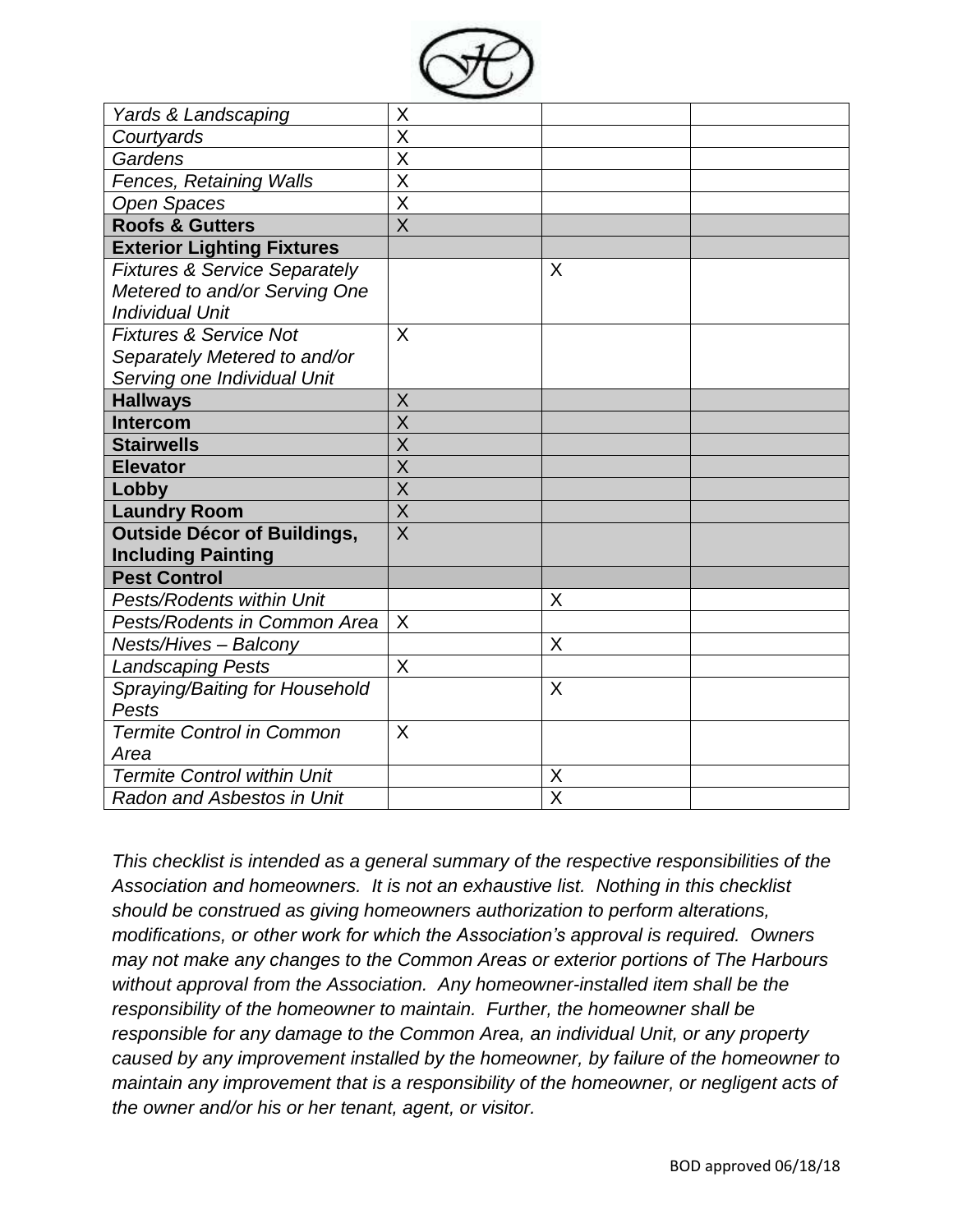| | | | |
|---|---|---|---|
| *Yards & Landscaping* | X | | |
| *Courtyards* | X | | |
| *Gardens* | X | | |
| *Fences, Retaining Walls* | X | | |
| *Open Spaces* | X | | |
| **Roofs & Gutters** | X | | |
| **Exterior Lighting Fixtures** | | | |
| *Fixtures & Service Separately Metered to and/or Serving One Individual Unit* | | X | |
| *Fixtures & Service Not Separately Metered to and/or Serving one Individual Unit* | X | | |
| **Hallways** | X | | |
| **Intercom** | X | | |
| **Stairwells** | X | | |
| **Elevator** | X | | |
| **Lobby** | X | | |
| **Laundry Room** | X | | |
| **Outside Décor of Buildings, Including Painting** | X | | |
| **Pest Control** | | | |
| *Pests/Rodents within Unit* | | X | |
| *Pests/Rodents in Common Area* | X | | |
| *Nests/Hives – Balcony* | | X | |
| *Landscaping Pests* | X | | |
| *Spraying/Baiting for Household Pests* | | X | |
| *Termite Control in Common Area* | X | | |
| *Termite Control within Unit* | | X | |
| *Radon and Asbestos in Unit* | | X | |

*This checklist is intended as a general summary of the respective responsibilities of the Association and homeowners. It is not an exhaustive list. Nothing in this checklist should be construed as giving homeowners authorization to perform alterations, modifications, or other work for which the Association's approval is required. Owners may not make any changes to the Common Areas or exterior portions of The Harbours without approval from the Association. Any homeowner-installed item shall be the responsibility of the homeowner to maintain. Further, the homeowner shall be responsible for any damage to the Common Area, an individual Unit, or any property caused by any improvement installed by the homeowner, by failure of the homeowner to maintain any improvement that is a responsibility of the homeowner, or negligent acts of the owner and/or his or her tenant, agent, or visitor.*

BOD approved 06/18/18